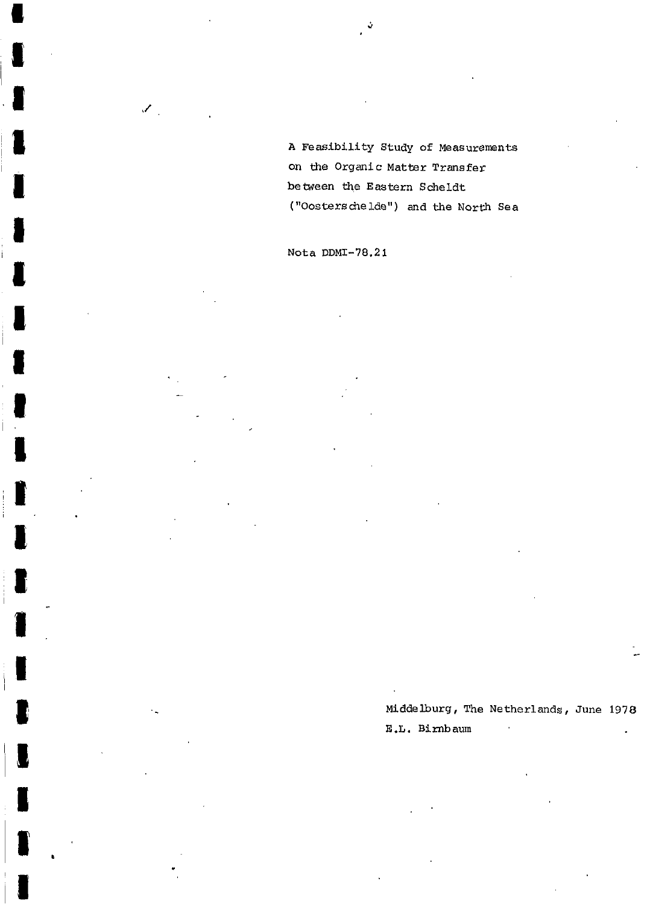# A Feasibility Study of Measurements on the Organic Matter Transfer between the Eastern Scheldt ("Oosterschelde") and the North Sea

Nota DDMI-78.21

Middelburg, The Netherlands, June 1978

E.L. Birnbaum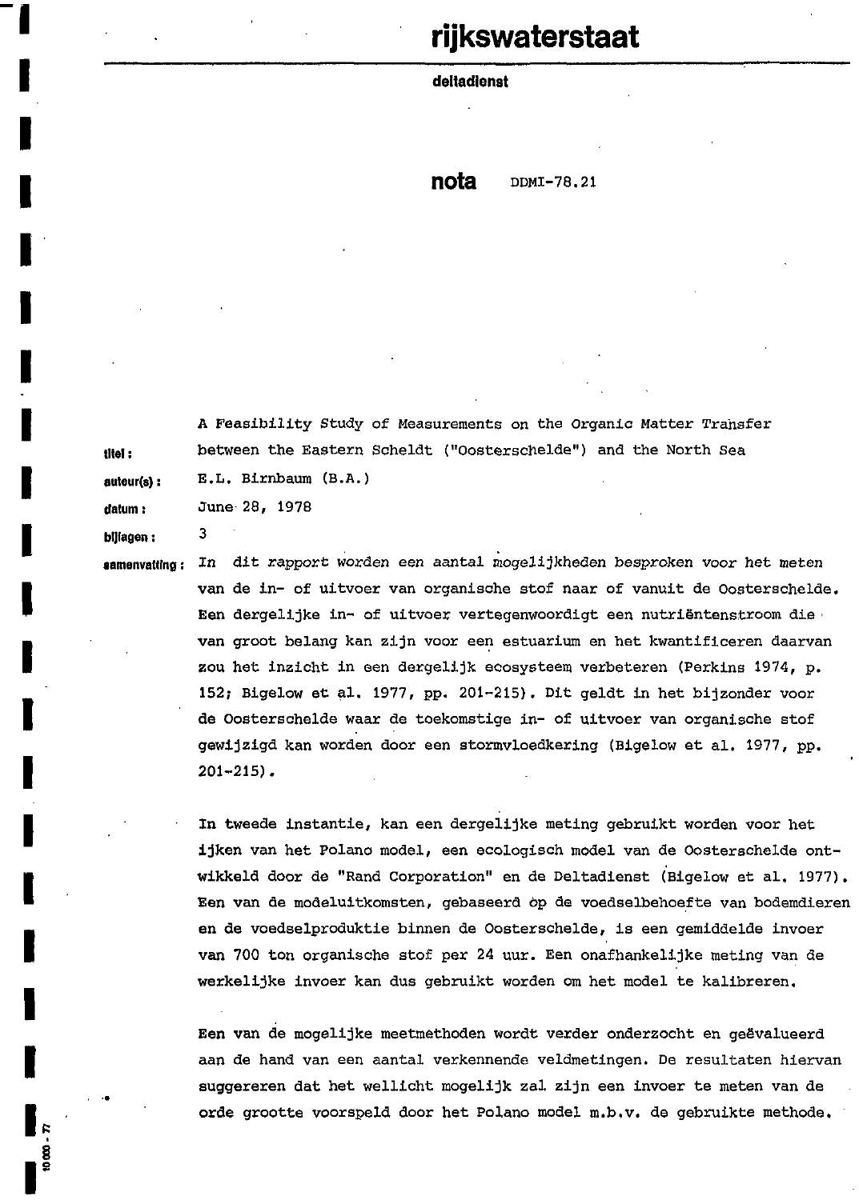**rijkswaterstaat**

**deltadienst**

**nota** DDMI-78.21

**titel:** A Feasibility Study of Measurements on the Organic Matter Transfer between the Eastern Scheldt ("Oosterschelde") and the North Sea

**auteur(s):** E.L. Birnbaum (B.A.)

**datum:** June 28, 1978

**bijlagen:** 3

**samenvatting:** In dit rapport worden een aantal mogelijkheden besproken voor het meten van de in- of uitvoer van organische stof naar of vanuit de Oosterschelde. Een dergelijke in- of uitvoer vertegenwoordigt een nutriëntenstroom die van groot belang kan zijn voor een estuarium en het kwantificeren daarvan zou het inzicht in een dergelijk ecosysteem verbeteren (Perkins 1974, p. 152; Bigelow et al. 1977, pp. 201-215). Dit geldt in het bijzonder voor de Oosterschelde waar de toekomstige in- of uitvoer van organische stof gewijzigd kan worden door een stormvloedkering (Bigelow et al. 1977, pp. 201-215).

In tweede instantie, kan een dergelijke meting gebruikt worden voor het ijken van het Polano model, een ecologisch model van de Oosterschelde ontwikkeld door de "Rand Corporation" en de Deltadienst (Bigelow et al. 1977). Een van de modeluitkomsten, gebaseerd op de voedselbehoefte van bodemdieren en de voedselproduktie binnen de Oosterschelde, is een gemiddelde invoer van 700 ton organische stof per 24 uur. Een onafhankelijke meting van de werkelijke invoer kan dus gebruikt worden om het model te kalibreren.

Een van de mogelijke meetmethoden wordt verder onderzocht en geëvalueerd aan de hand van een aantal verkennende veldmetingen. De resultaten hiervan suggereren dat het wellicht mogelijk zal zijn een invoer te meten van de orde grootte voorspeld door het Polano model m.b.v. de gebruikte methode.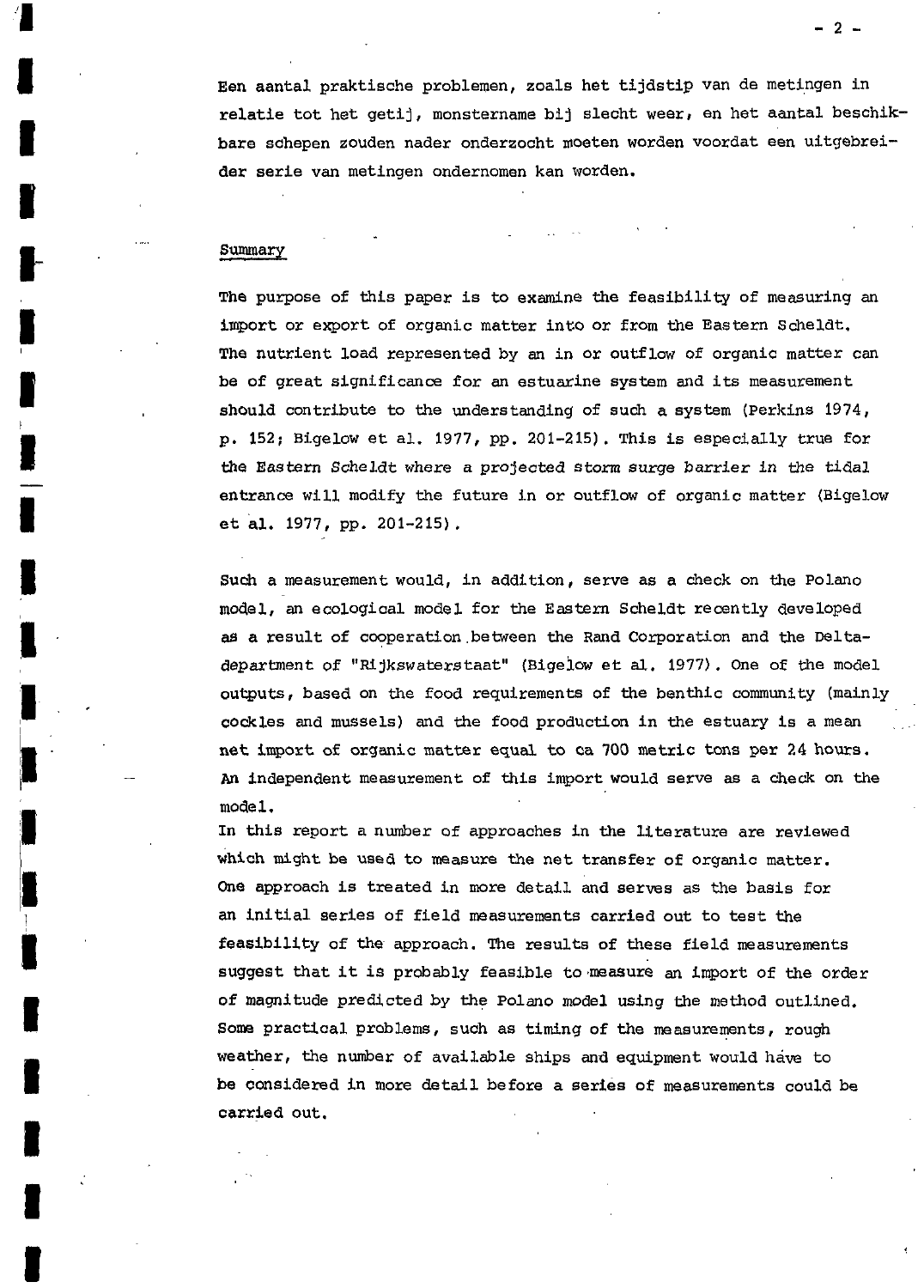Een aantal praktische problemen, zoals het tijdstip van de metingen in relatie tot het getij, monstername bij slecht weer, en het aantal beschikbare schepen zouden nader onderzocht moeten worden voordat een uitgebreider serie van metingen ondernomen kan worden.

## Summary

The purpose of this paper is to examine the feasibility of measuring an import or export of organic matter into or from the Eastern Scheldt. The nutrient load represented by an in or outflow of organic matter can be of great significance for an estuarine system and its measurement should contribute to the understanding of such a system (Perkins 1974, p. 152; Bigelow et al. 1977, pp. 201-215). This is especially true for the Eastern Scheldt where a projected storm surge barrier in the tidal entrance will modify the future in or outflow of organic matter (Bigelow et al. 1977, pp. 201-215).

Such a measurement would, in addition, serve as a check on the Polano model, an ecological model for the Eastern Scheldt recently developed as a result of cooperation between the Rand Corporation and the Delta-department of "Rijkswaterstaat" (Bigelow et al. 1977). One of the model outputs, based on the food requirements of the benthic community (mainly cockles and mussels) and the food production in the estuary is a mean net import of organic matter equal to ca 700 metric tons per 24 hours. An independent measurement of this import would serve as a check on the model.

In this report a number of approaches in the literature are reviewed which might be used to measure the net transfer of organic matter. One approach is treated in more detail and serves as the basis for an initial series of field measurements carried out to test the feasibility of the approach. The results of these field measurements suggest that it is probably feasible to measure an import of the order of magnitude predicted by the Polano model using the method outlined. Some practical problems, such as timing of the measurements, rough weather, the number of available ships and equipment would have to be considered in more detail before a series of measurements could be carried out.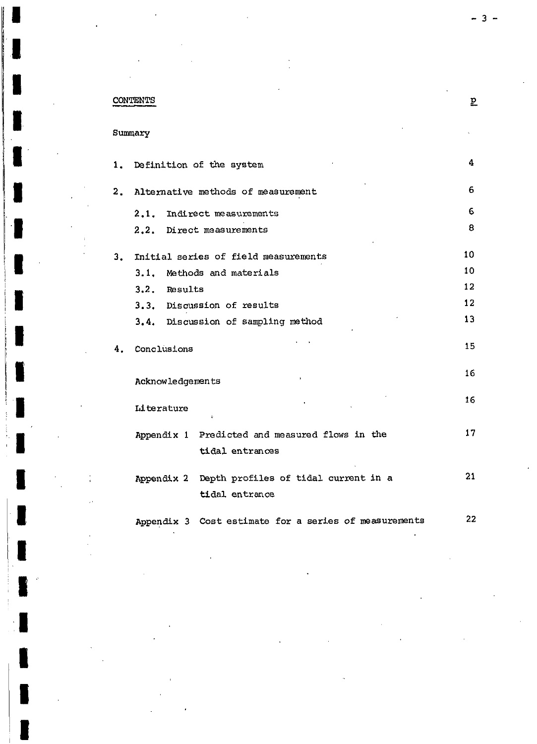CONTENTS

| | p |
|---|---|
| Summary | |
| 1. Definition of the system | 4 |
| 2. Alternative methods of measurement | 6 |
| 2.1. Indirect measurements | 6 |
| 2.2. Direct measurements | 8 |
| 3. Initial series of field measurements | 10 |
| 3.1. Methods and materials | 10 |
| 3.2. Results | 12 |
| 3.3. Discussion of results | 12 |
| 3.4. Discussion of sampling method | 13 |
| 4. Conclusions | 15 |
| Acknowledgements | 16 |
| Literature | 16 |
| Appendix 1 Predicted and measured flows in the tidal entrances | 17 |
| Appendix 2 Depth profiles of tidal current in a tidal entrance | 21 |
| Appendix 3 Cost estimate for a series of measurements | 22 |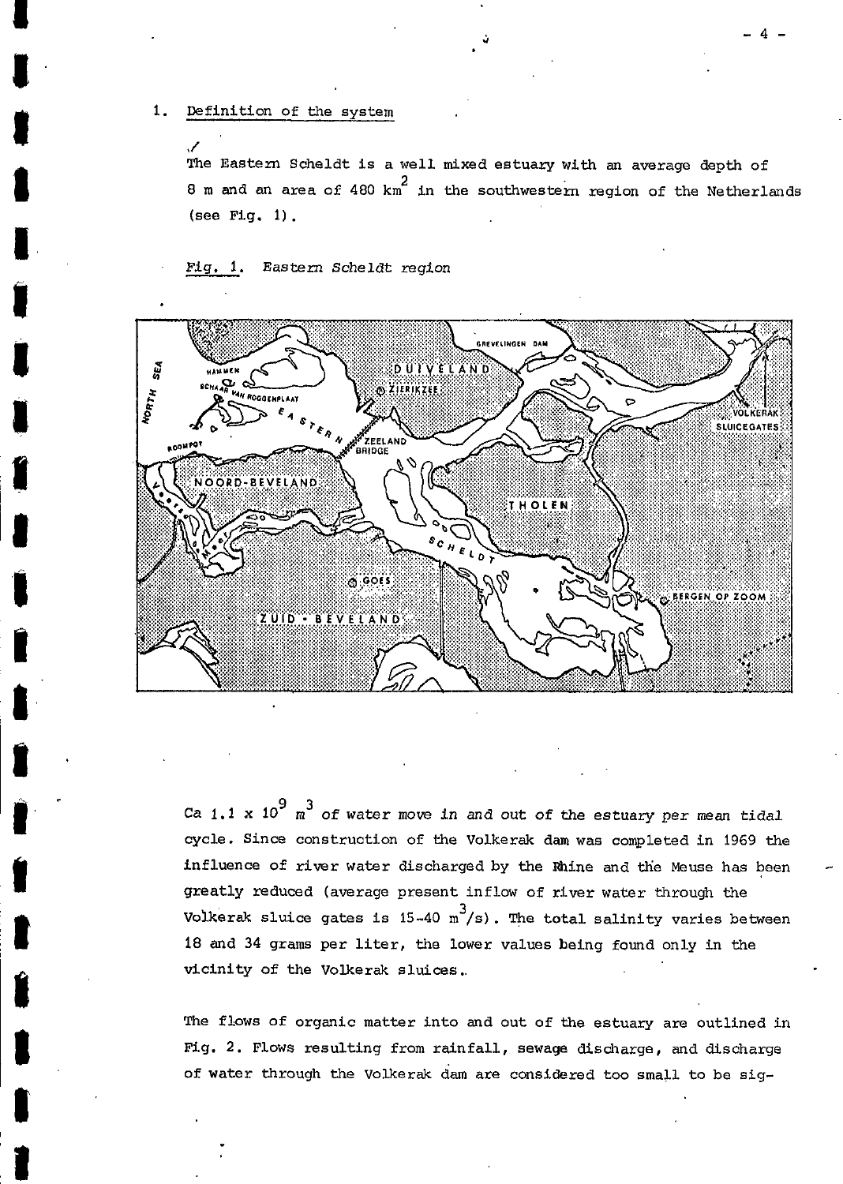## 1. Definition of the system

The Eastern Scheldt is a well mixed estuary with an average depth of 8 m and an area of 480 $km^2$ in the southwestern region of the Netherlands (see Fig. 1).

*Fig. 1. Eastern Scheldt region*

Ca $1.1 \times 10^9$ $m^3$ of water move in and out of the estuary per mean tidal cycle. Since construction of the Volkerak dam was completed in 1969 the influence of river water discharged by the Rhine and the Meuse has been greatly reduced (average present inflow of river water through the Volkerak sluice gates is 15-40 $m^3/s$). The total salinity varies between 18 and 34 grams per liter, the lower values being found only in the vicinity of the Volkerak sluices.

The flows of organic matter into and out of the estuary are outlined in Fig. 2. Flows resulting from rainfall, sewage discharge, and discharge of water through the Volkerak dam are considered too small to be sig-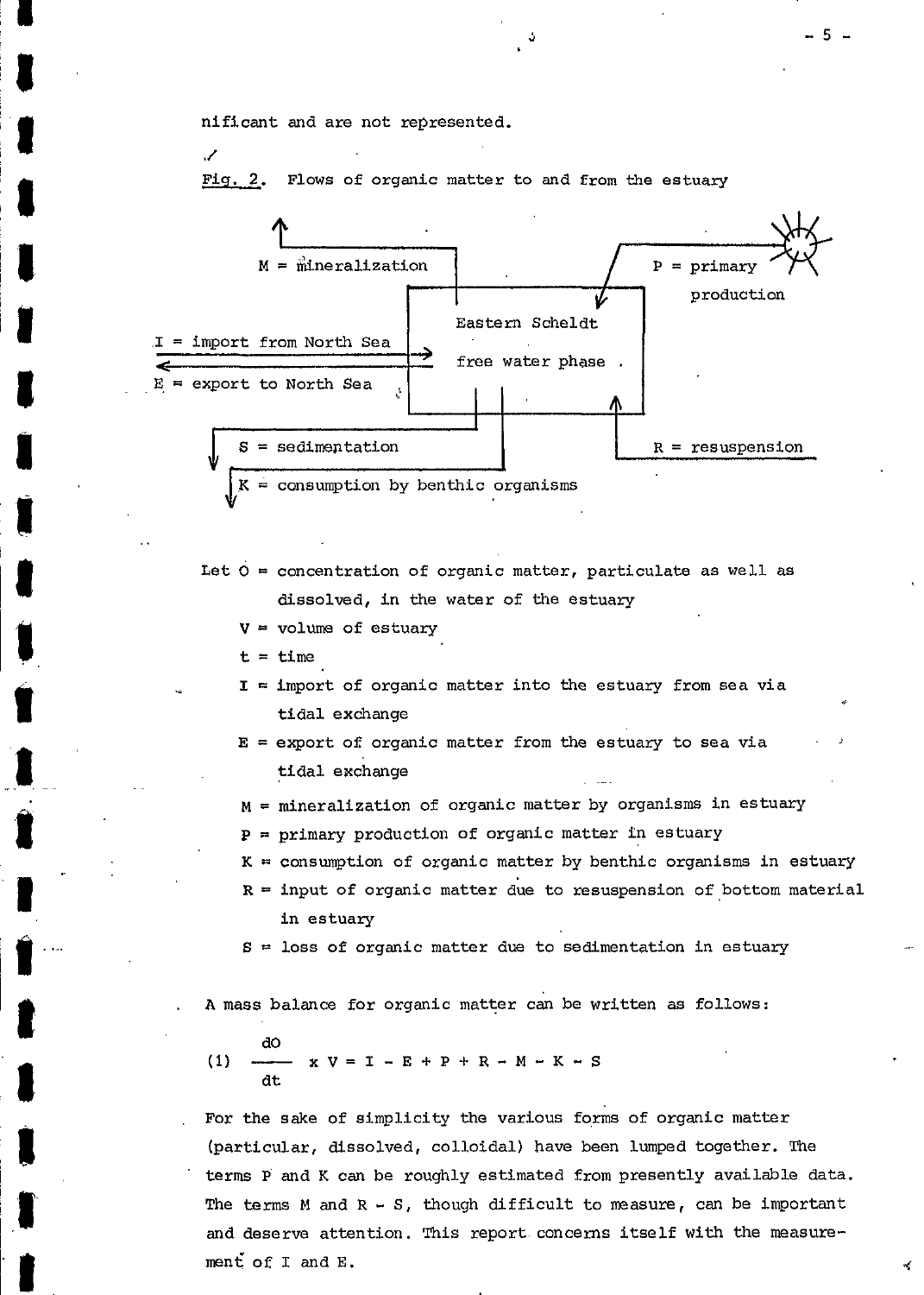nificant and are not represented.

Fig. 2. Flows of organic matter to and from the estuary

M = mineralization

P = primary production

I = import from North Sea

E = export to North Sea

Eastern Scheldt free water phase

S = sedimentation

R = resuspension

K = consumption by benthic organisms

Let O = concentration of organic matter, particulate as well as dissolved, in the water of the estuary

V = volume of estuary

t = time

I = import of organic matter into the estuary from sea via tidal exchange

E = export of organic matter from the estuary to sea via tidal exchange

M = mineralization of organic matter by organisms in estuary

P = primary production of organic matter in estuary

K = consumption of organic matter by benthic organisms in estuary

R = input of organic matter due to resuspension of bottom material in estuary

S = loss of organic matter due to sedimentation in estuary

A mass balance for organic matter can be written as follows:

$$(1) \quad \frac{dO}{dt} \times V = I - E + P + R - M - K - S$$

For the sake of simplicity the various forms of organic matter (particular, dissolved, colloidal) have been lumped together. The terms P and K can be roughly estimated from presently available data. The terms M and R - S, though difficult to measure, can be important and deserve attention. This report concerns itself with the measurement of I and E.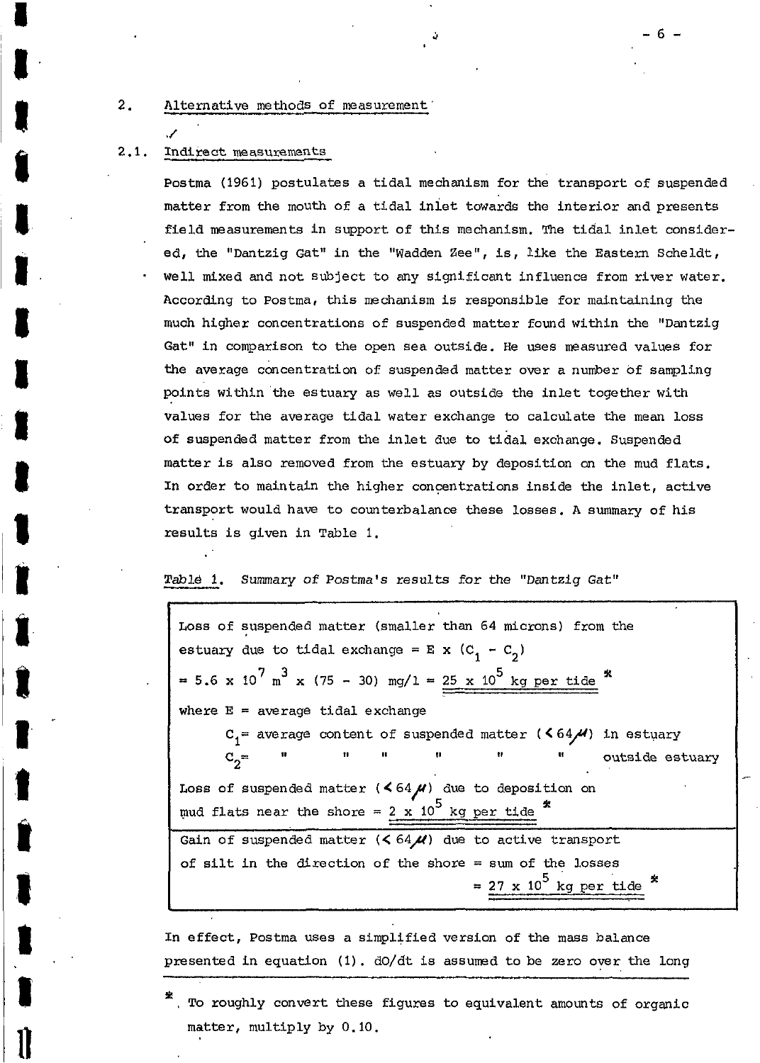## 2. Alternative methods of measurement

### 2.1. Indirect measurements

Postma (1961) postulates a tidal mechanism for the transport of suspended matter from the mouth of a tidal inlet towards the interior and presents field measurements in support of this mechanism. The tidal inlet considered, the "Dantzig Gat" in the "Wadden Zee", is, like the Eastern Scheldt, well mixed and not subject to any significant influence from river water. According to Postma, this mechanism is responsible for maintaining the much higher concentrations of suspended matter found within the "Dantzig Gat" in comparison to the open sea outside. He uses measured values for the average concentration of suspended matter over a number of sampling points within the estuary as well as outside the inlet together with values for the average tidal water exchange to calculate the mean loss of suspended matter from the inlet due to tidal exchange. Suspended matter is also removed from the estuary by deposition on the mud flats. In order to maintain the higher concentrations inside the inlet, active transport would have to counterbalance these losses. A summary of his results is given in Table 1.

Table 1. *Summary of Postma's results for the "Dantzig Gat"*

| |
|---|
| Loss of suspended matter (smaller than 64 microns) from the estuary due to tidal exchange = $E \times (C_1 - C_2)$ $= 5.6 \times 10^7\ m^3 \times (75 - 30)\ mg/l =$ 25 x $10^5$ kg per tide * |
| where E = average tidal exchange |
| $C_1$ = average content of suspended matter (< 64 $\mu$) in estuary |
| $C_2$ = " " " " " " outside estuary |
| Loss of suspended matter (< 64 $\mu$) due to deposition on mud flats near the shore = 2 x $10^5$ kg per tide * |
| Gain of suspended matter (< 64 $\mu$) due to active transport of silt in the direction of the shore = sum of the losses = 27 x $10^5$ kg per tide * |

In effect, Postma uses a simplified version of the mass balance presented in equation (1). dO/dt is assumed to be zero over the long

* To roughly convert these figures to equivalent amounts of organic matter, multiply by 0.10.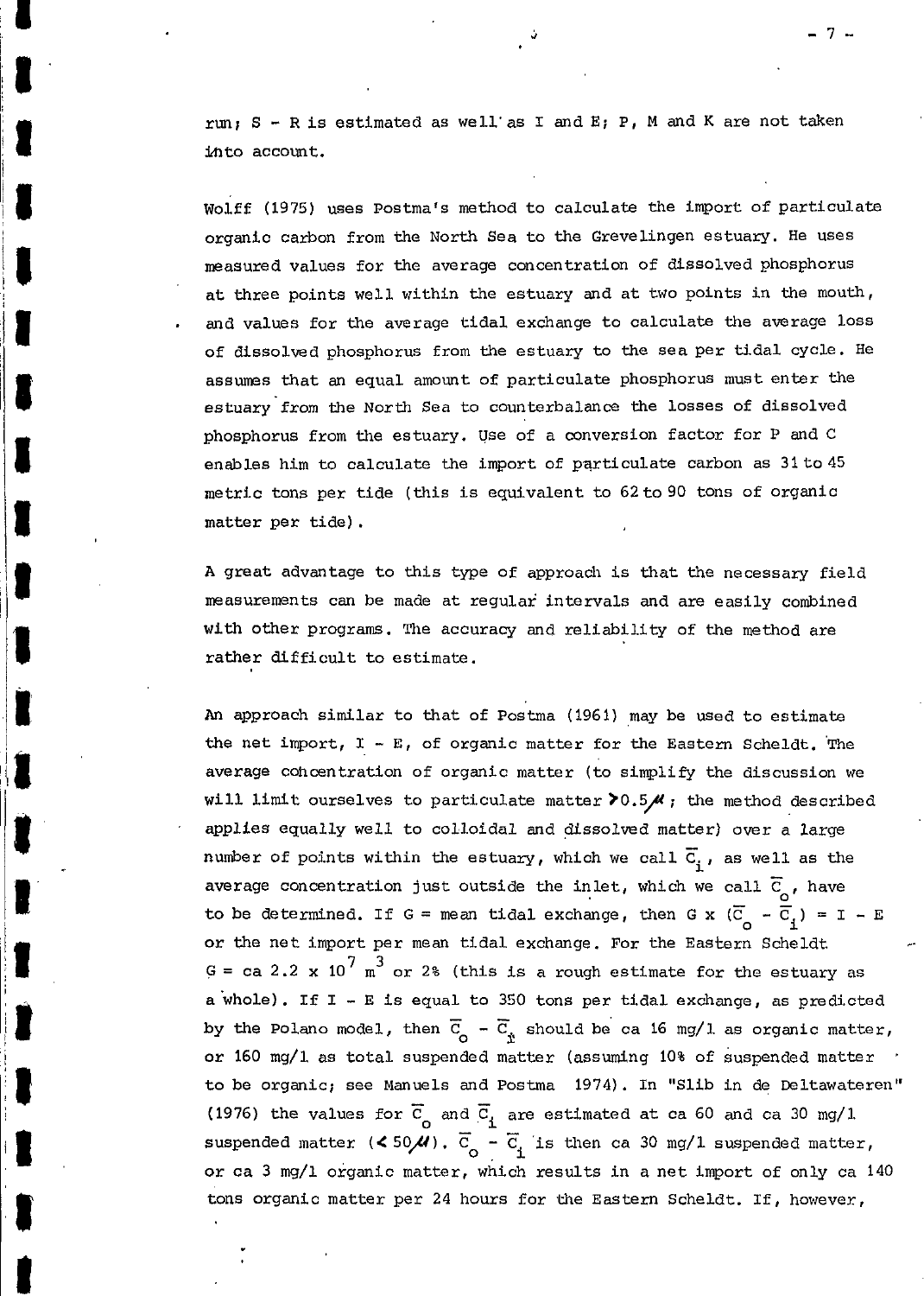run; S - R is estimated as well as I and E; P, M and K are not taken into account.

Wolff (1975) uses Postma's method to calculate the import of particulate organic carbon from the North Sea to the Grevelingen estuary. He uses measured values for the average concentration of dissolved phosphorus at three points well within the estuary and at two points in the mouth, and values for the average tidal exchange to calculate the average loss of dissolved phosphorus from the estuary to the sea per tidal cycle. He assumes that an equal amount of particulate phosphorus must enter the estuary from the North Sea to counterbalance the losses of dissolved phosphorus from the estuary. Use of a conversion factor for P and C enables him to calculate the import of particulate carbon as 31 to 45 metric tons per tide (this is equivalent to 62 to 90 tons of organic matter per tide).

A great advantage to this type of approach is that the necessary field measurements can be made at regular intervals and are easily combined with other programs. The accuracy and reliability of the method are rather difficult to estimate.

An approach similar to that of Postma (1961) may be used to estimate the net import, I - E, of organic matter for the Eastern Scheldt. The average concentration of organic matter (to simplify the discussion we will limit ourselves to particulate matter $>0.5\mu$; the method described applies equally well to colloidal and dissolved matter) over a large number of points within the estuary, which we call $\overline{C}_i$, as well as the average concentration just outside the inlet, which we call $\overline{C}_o$, have to be determined. If G = mean tidal exchange, then $G \times (\overline{C}_o - \overline{C}_i) = I - E$ or the net import per mean tidal exchange. For the Eastern Scheldt $G = ca\ 2.2 \times 10^7\ m^3$ or 2% (this is a rough estimate for the estuary as a whole). If I - E is equal to 350 tons per tidal exchange, as predicted by the Polano model, then $\overline{C}_o - \overline{C}_i$ should be ca 16 mg/l as organic matter, or 160 mg/l as total suspended matter (assuming 10% of suspended matter to be organic; see Manuels and Postma 1974). In "Slib in de Deltawateren" (1976) the values for $\overline{C}_o$ and $\overline{C}_i$ are estimated at ca 60 and ca 30 mg/l suspended matter ($<50\mu$). $\overline{C}_o - \overline{C}_i$ is then ca 30 mg/l suspended matter, or ca 3 mg/l organic matter, which results in a net import of only ca 140 tons organic matter per 24 hours for the Eastern Scheldt. If, however,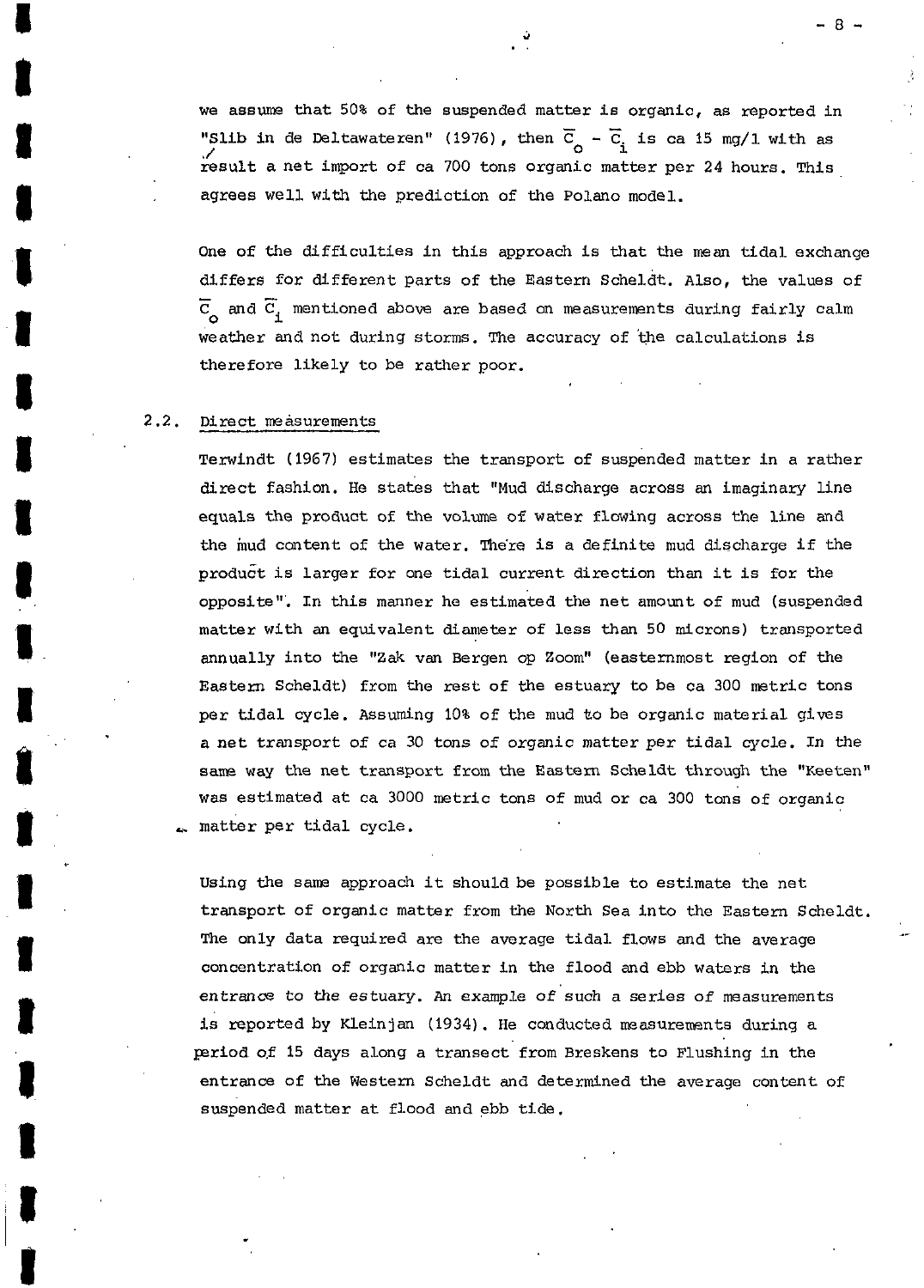we assume that 50% of the suspended matter is organic, as reported in "Slib in de Deltawateren" (1976), then $\overline{C}_o - \overline{C}_i$ is ca 15 mg/l with as result a net import of ca 700 tons organic matter per 24 hours. This agrees well with the prediction of the Polano model.

One of the difficulties in this approach is that the mean tidal exchange differs for different parts of the Eastern Scheldt. Also, the values of $\overline{C}_o$ and $\overline{C}_i$ mentioned above are based on measurements during fairly calm weather and not during storms. The accuracy of the calculations is therefore likely to be rather poor.

## 2.2. Direct measurements

Terwindt (1967) estimates the transport of suspended matter in a rather direct fashion. He states that "Mud discharge across an imaginary line equals the product of the volume of water flowing across the line and the mud content of the water. There is a definite mud discharge if the product is larger for one tidal current direction than it is for the opposite". In this manner he estimated the net amount of mud (suspended matter with an equivalent diameter of less than 50 microns) transported annually into the "Zak van Bergen op Zoom" (easternmost region of the Eastern Scheldt) from the rest of the estuary to be ca 300 metric tons per tidal cycle. Assuming 10% of the mud to be organic material gives a net transport of ca 30 tons of organic matter per tidal cycle. In the same way the net transport from the Eastern Scheldt through the "Keeten" was estimated at ca 3000 metric tons of mud or ca 300 tons of organic matter per tidal cycle.

Using the same approach it should be possible to estimate the net transport of organic matter from the North Sea into the Eastern Scheldt. The only data required are the average tidal flows and the average concentration of organic matter in the flood and ebb waters in the entrance to the estuary. An example of such a series of measurements is reported by Kleinjan (1934). He conducted measurements during a period of 15 days along a transect from Breskens to Flushing in the entrance of the Western Scheldt and determined the average content of suspended matter at flood and ebb tide.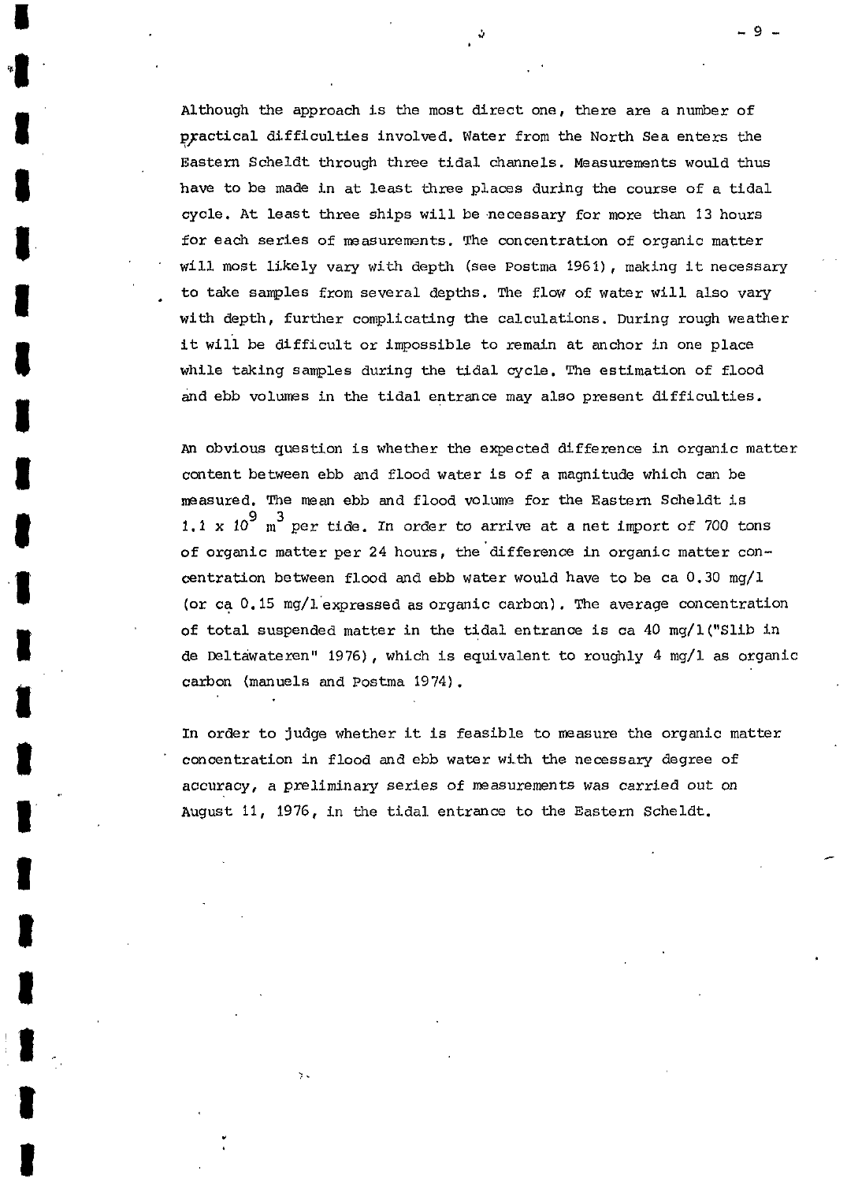Although the approach is the most direct one, there are a number of practical difficulties involved. Water from the North Sea enters the Eastern Scheldt through three tidal channels. Measurements would thus have to be made in at least three places during the course of a tidal cycle. At least three ships will be necessary for more than 13 hours for each series of measurements. The concentration of organic matter will most likely vary with depth (see Postma 1961), making it necessary to take samples from several depths. The flow of water will also vary with depth, further complicating the calculations. During rough weather it will be difficult or impossible to remain at anchor in one place while taking samples during the tidal cycle. The estimation of flood and ebb volumes in the tidal entrance may also present difficulties.

An obvious question is whether the expected difference in organic matter content between ebb and flood water is of a magnitude which can be measured. The mean ebb and flood volume for the Eastern Scheldt is $1.1 \times 10^9$ $m^3$ per tide. In order to arrive at a net import of 700 tons of organic matter per 24 hours, the difference in organic matter concentration between flood and ebb water would have to be ca 0.30 mg/l (or ca 0.15 mg/l expressed as organic carbon). The average concentration of total suspended matter in the tidal entrance is ca 40 mg/l ("Slib in de Deltawateren" 1976), which is equivalent to roughly 4 mg/l as organic carbon (manuels and Postma 1974).

In order to judge whether it is feasible to measure the organic matter concentration in flood and ebb water with the necessary degree of accuracy, a preliminary series of measurements was carried out on August 11, 1976, in the tidal entrance to the Eastern Scheldt.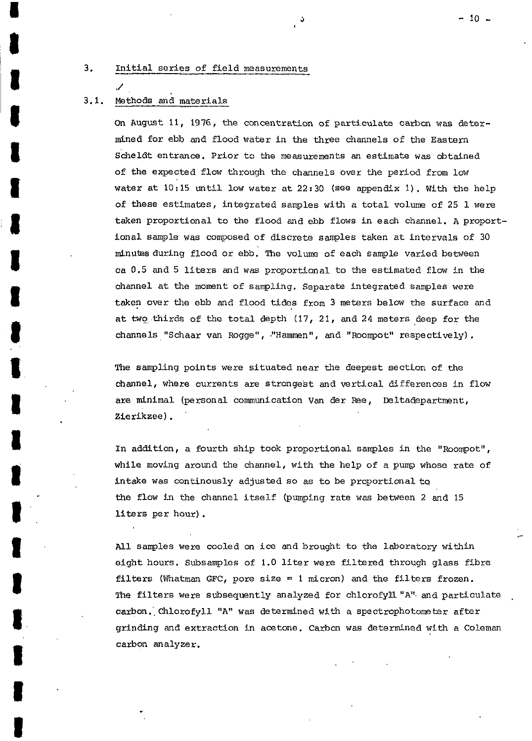## 3. Initial series of field measurements

### 3.1. Methods and materials

On August 11, 1976, the concentration of particulate carbon was determined for ebb and flood water in the three channels of the Eastern Scheldt entrance. Prior to the measurements an estimate was obtained of the expected flow through the channels over the period from low water at 10:15 until low water at 22:30 (see appendix 1). With the help of these estimates, integrated samples with a total volume of 25 l were taken proportional to the flood and ebb flows in each channel. A proportional sample was composed of discrete samples taken at intervals of 30 minutes during flood or ebb. The volume of each sample varied between ca 0.5 and 5 liters and was proportional to the estimated flow in the channel at the moment of sampling. Separate integrated samples were taken over the ebb and flood tides from 3 meters below the surface and at two thirds of the total depth (17, 21, and 24 meters deep for the channels "Schaar van Rogge", "Hammen", and "Roompot" respectively).

The sampling points were situated near the deepest section of the channel, where currents are strongest and vertical differences in flow are minimal (personal communication Van der Ree, Deltadepartment, Zierikzee).

In addition, a fourth ship took proportional samples in the "Roompot", while moving around the channel, with the help of a pump whose rate of intake was continously adjusted so as to be proportional to the flow in the channel itself (pumping rate was between 2 and 15 liters per hour).

All samples were cooled on ice and brought to the laboratory within eight hours. Subsamples of 1.0 liter were filtered through glass fibre filters (Whatman GFC, pore size = 1 micron) and the filters frozen. The filters were subsequently analyzed for chlorofyll "A" and particulate carbon. Chlorofyll "A" was determined with a spectrophotometer after grinding and extraction in acetone. Carbon was determined with a Coleman carbon analyzer.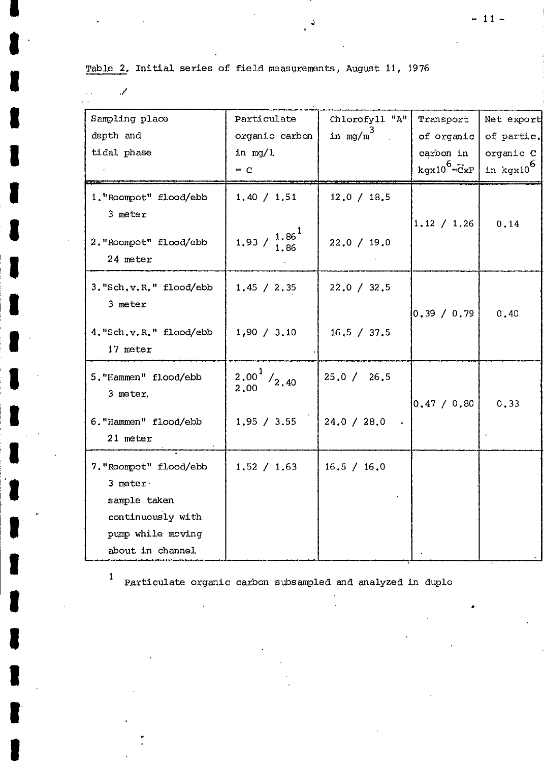Table 2. Initial series of field measurements, August 11, 1976

| Sampling place depth and tidal phase | Particulate organic carbon in mg/l = C | Chlorofyll "A" in $mg/m^3$ | Transport of organic carbon in $kg x 10^6 = \bar{C} x F$ | Net export of partic. organic C in $kg x 10^6$ |
|---|---|---|---|---|
| 1."Roompot" flood/ebb 3 meter | 1.40 / 1.51 | 12.0 / 18.5 | 1.12 / 1.26 | 0.14 |
| 2."Roompot" flood/ebb 24 meter | 1.93 / 1.86[1] 1.86 | 22.0 / 19.0 | | |
| 3."Sch.v.R." flood/ebb 3 meter | 1.45 / 2.35 | 22.0 / 32.5 | 0.39 / 0.79 | 0.40 |
| 4."Sch.v.R." flood/ebb 17 meter | 1,90 / 3.10 | 16.5 / 37.5 | | |
| 5."Hammen" flood/ebb 3 meter | 2.00[1] 2.00 / 2.40 | 25.0 / 26.5 | 0.47 / 0.80 | 0.33 |
| 6."Hammen" flood/ebb 21 meter | 1.95 / 3.55 | 24.0 / 28.0 | | |
| 7."Roompot" flood/ebb 3 meter sample taken continuously with pump while moving about in channel | 1.52 / 1.63 | 16.5 / 16.0 | | |

[1] Particulate organic carbon subsampled and analyzed in duplo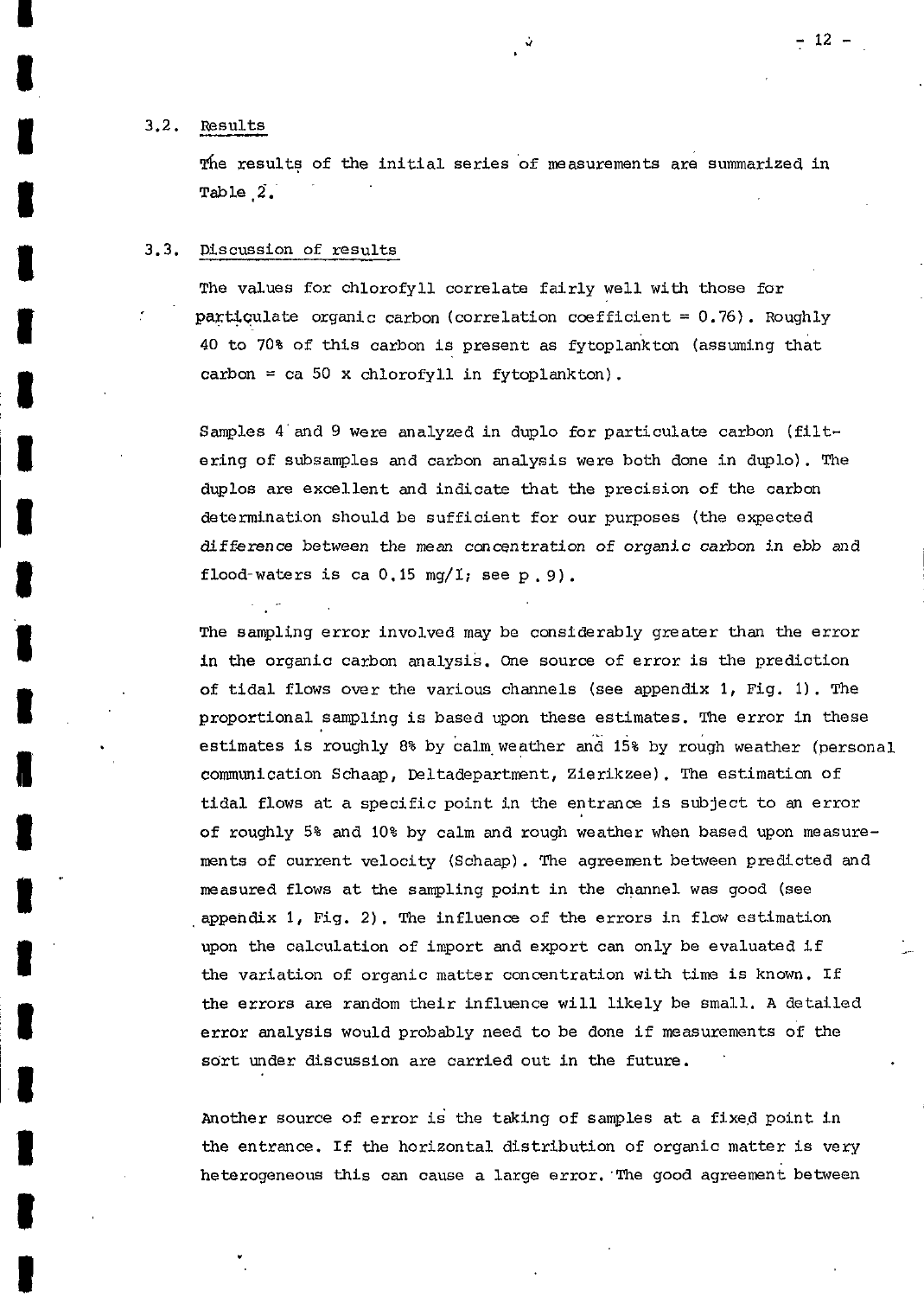## 3.2. Results

The results of the initial series of measurements are summarized in Table 2.

## 3.3. Discussion of results

The values for chlorofyll correlate fairly well with those for particulate organic carbon (correlation coefficient = 0.76). Roughly 40 to 70% of this carbon is present as fytoplankton (assuming that carbon = ca 50 x chlorofyll in fytoplankton).

Samples 4 and 9 were analyzed in duplo for particulate carbon (filtering of subsamples and carbon analysis were both done in duplo). The duplos are excellent and indicate that the precision of the carbon determination should be sufficient for our purposes (the expected difference between the mean concentration of organic carbon in ebb and flood-waters is ca 0.15 mg/l; see p. 9).

The sampling error involved may be considerably greater than the error in the organic carbon analysis. One source of error is the prediction of tidal flows over the various channels (see appendix 1, Fig. 1). The proportional sampling is based upon these estimates. The error in these estimates is roughly 8% by calm weather and 15% by rough weather (personal communication Schaap, Deltadepartment, Zierikzee). The estimation of tidal flows at a specific point in the entrance is subject to an error of roughly 5% and 10% by calm and rough weather when based upon measurements of current velocity (Schaap). The agreement between predicted and measured flows at the sampling point in the channel was good (see appendix 1, Fig. 2). The influence of the errors in flow estimation upon the calculation of import and export can only be evaluated if the variation of organic matter concentration with time is known. If the errors are random their influence will likely be small. A detailed error analysis would probably need to be done if measurements of the sort under discussion are carried out in the future.

Another source of error is the taking of samples at a fixed point in the entrance. If the horizontal distribution of organic matter is very heterogeneous this can cause a large error. The good agreement between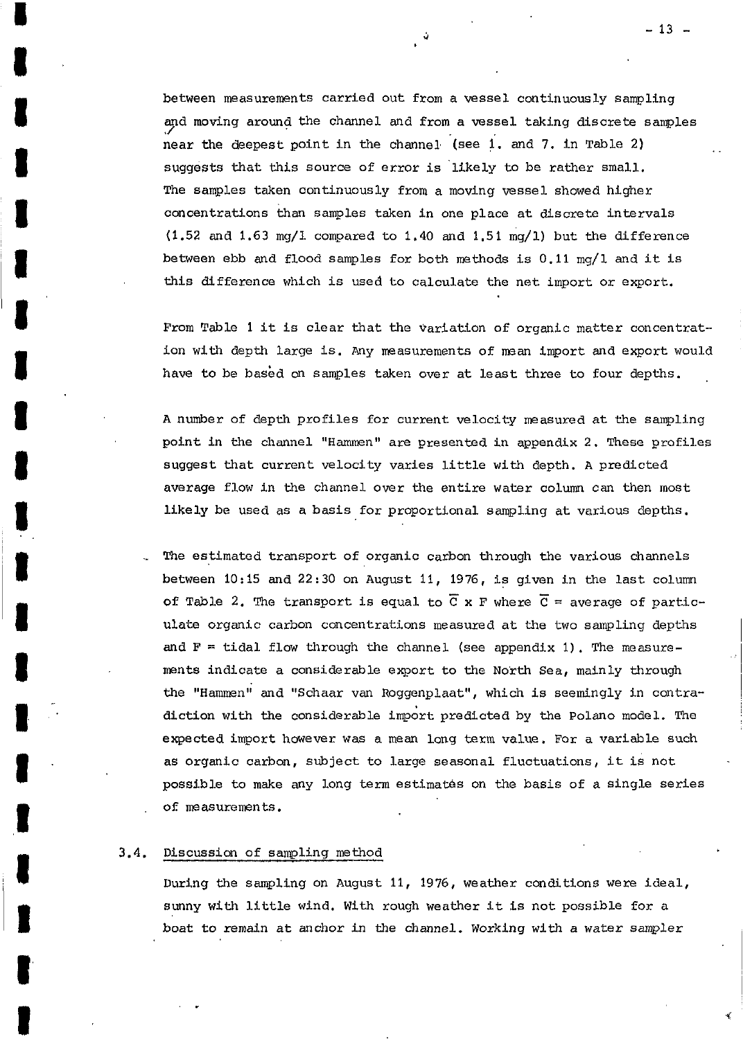between measurements carried out from a vessel continuously sampling and moving around the channel and from a vessel taking discrete samples near the deepest point in the channel (see 1. and 7. in Table 2) suggests that this source of error is likely to be rather small. The samples taken continuously from a moving vessel showed higher concentrations than samples taken in one place at discrete intervals (1.52 and 1.63 mg/l compared to 1.40 and 1.51 mg/l) but the difference between ebb and flood samples for both methods is 0.11 mg/l and it is this difference which is used to calculate the net import or export.

From Table 1 it is clear that the variation of organic matter concentration with depth large is. Any measurements of mean import and export would have to be based on samples taken over at least three to four depths.

A number of depth profiles for current velocity measured at the sampling point in the channel "Hammen" are presented in appendix 2. These profiles suggest that current velocity varies little with depth. A predicted average flow in the channel over the entire water column can then most likely be used as a basis for proportional sampling at various depths.

The estimated transport of organic carbon through the various channels between 10:15 and 22:30 on August 11, 1976, is given in the last column of Table 2. The transport is equal to $\overline{C} \times F$ where $\overline{C}$ = average of particulate organic carbon concentrations measured at the two sampling depths and $F$ = tidal flow through the channel (see appendix 1). The measurements indicate a considerable export to the North Sea, mainly through the "Hammen" and "Schaar van Roggenplaat", which is seemingly in contradiction with the considerable import predicted by the Polano model. The expected import however was a mean long term value. For a variable such as organic carbon, subject to large seasonal fluctuations, it is not possible to make any long term estimates on the basis of a single series of measurements.

## 3.4. Discussion of sampling method

During the sampling on August 11, 1976, weather conditions were ideal, sunny with little wind. With rough weather it is not possible for a boat to remain at anchor in the channel. Working with a water sampler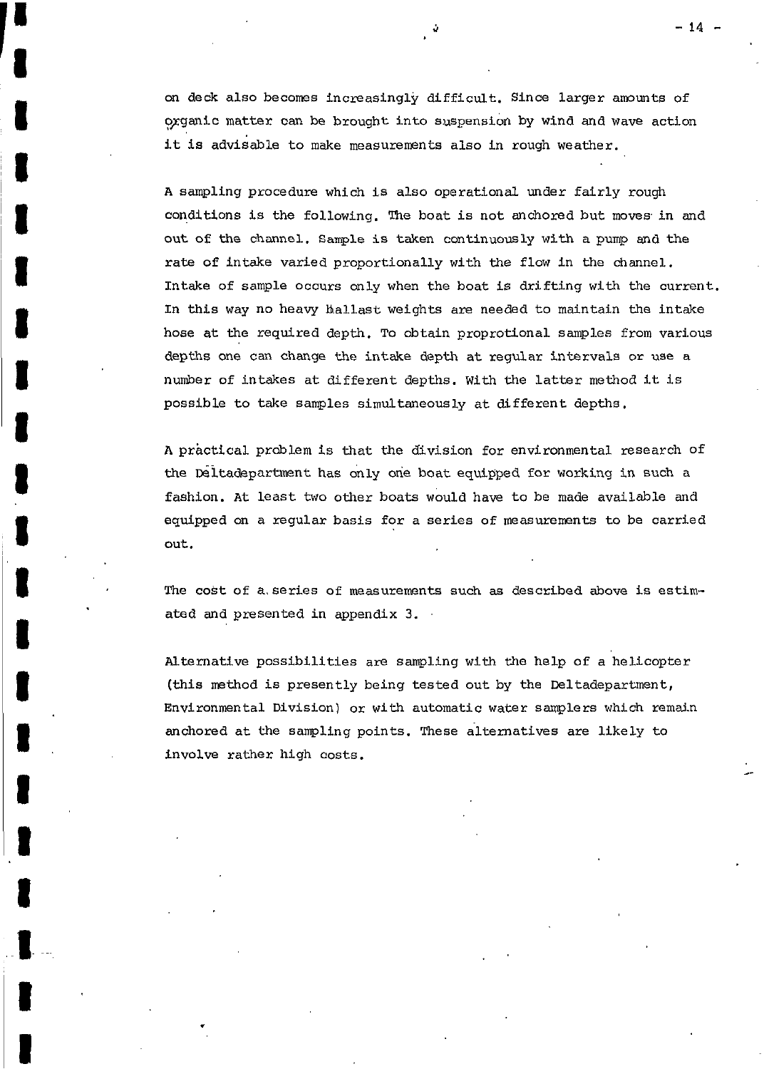on deck also becomes increasingly difficult. Since larger amounts of organic matter can be brought into suspension by wind and wave action it is advisable to make measurements also in rough weather.

A sampling procedure which is also operational under fairly rough conditions is the following. The boat is not anchored but moves in and out of the channel. Sample is taken continuously with a pump and the rate of intake varied proportionally with the flow in the channel. Intake of sample occurs only when the boat is drifting with the current. In this way no heavy ballast weights are needed to maintain the intake hose at the required depth. To obtain proprotional samples from various depths one can change the intake depth at regular intervals or use a number of intakes at different depths. With the latter method it is possible to take samples simultaneously at different depths.

A practical problem is that the division for environmental research of the Deltadepartment has only one boat equipped for working in such a fashion. At least two other boats would have to be made available and equipped on a regular basis for a series of measurements to be carried out.

The cost of a series of measurements such as described above is estimated and presented in appendix 3.

Alternative possibilities are sampling with the help of a helicopter (this method is presently being tested out by the Deltadepartment, Environmental Division) or with automatic water samplers which remain anchored at the sampling points. These alternatives are likely to involve rather high costs.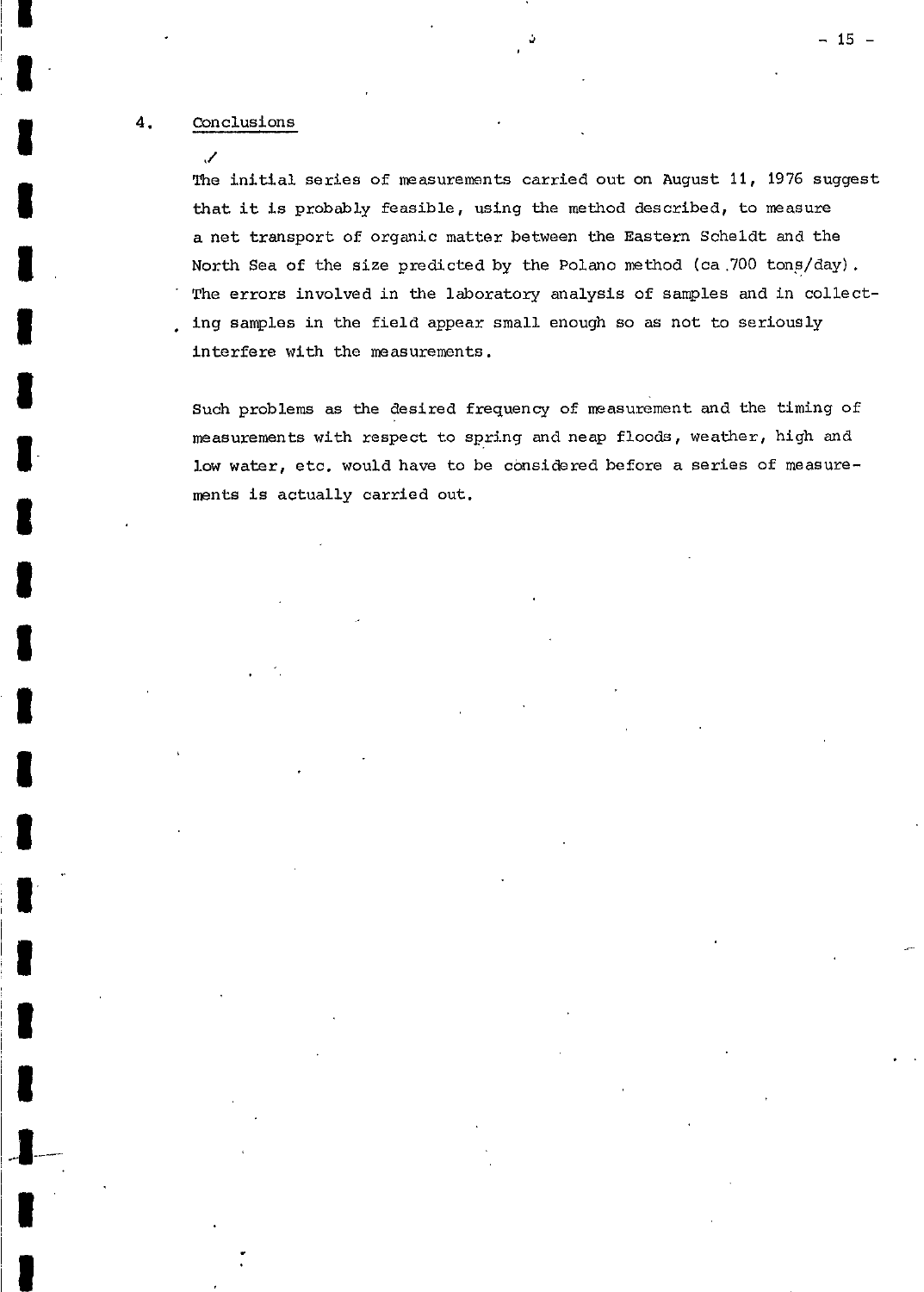## 4. Conclusions

The initial series of measurements carried out on August 11, 1976 suggest that it is probably feasible, using the method described, to measure a net transport of organic matter between the Eastern Scheldt and the North Sea of the size predicted by the Polano method (ca.700 tons/day). The errors involved in the laboratory analysis of samples and in collecting samples in the field appear small enough so as not to seriously interfere with the measurements.

Such problems as the desired frequency of measurement and the timing of measurements with respect to spring and neap floods, weather, high and low water, etc. would have to be considered before a series of measurements is actually carried out.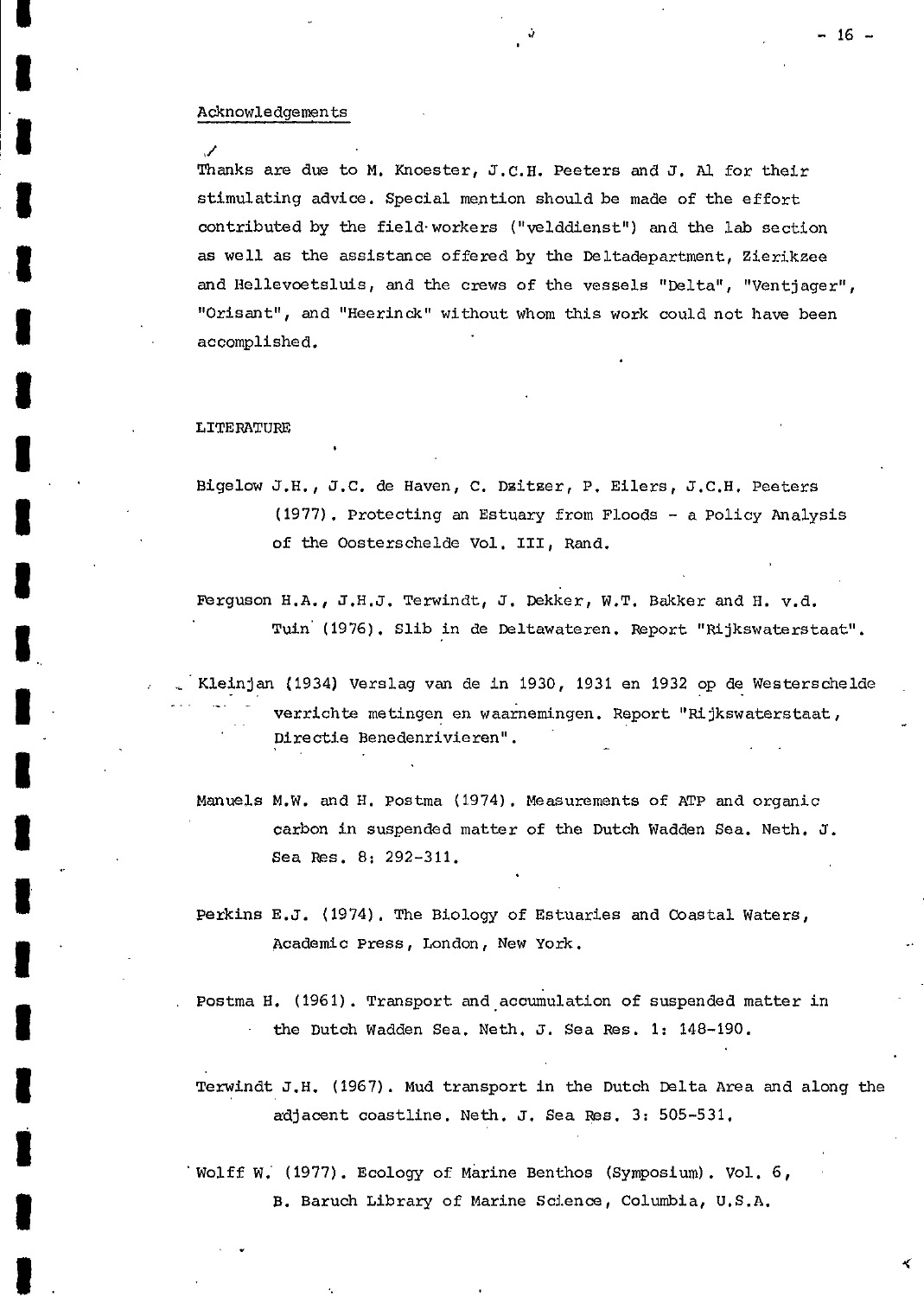## Acknowledgements

Thanks are due to M. Knoester, J.C.H. Peeters and J. Al for their stimulating advice. Special mention should be made of the effort contributed by the field·workers ("velddienst") and the lab section as well as the assistance offered by the Deltadepartment, Zierikzee and Hellevoetsluis, and the crews of the vessels "Delta", "Ventjager", "Orisant", and "Heerinck" without whom this work could not have been accomplished.

## LITERATURE

Bigelow J.H., J.C. de Haven, C. Dzitzer, P. Eilers, J.C.H. Peeters (1977). Protecting an Estuary from Floods - a Policy Analysis of the Oosterschelde Vol. III, Rand.

Ferguson H.A., J.H.J. Terwindt, J. Dekker, W.T. Bakker and H. v.d. Tuin (1976). Slib in de Deltawateren. Report "Rijkswaterstaat".

Kleinjan (1934) Verslag van de in 1930, 1931 en 1932 op de Westerschelde verrichte metingen en waarnemingen. Report "Rijkswaterstaat, Directie Benedenrivieren".

Manuels M.W. and H. Postma (1974). Measurements of ATP and organic carbon in suspended matter of the Dutch Wadden Sea. Neth. J. Sea Res. 8: 292-311.

Perkins E.J. (1974). The Biology of Estuaries and Coastal Waters, Academic Press, London, New York.

Postma H. (1961). Transport and accumulation of suspended matter in the Dutch Wadden Sea. Neth. J. Sea Res. 1: 148-190.

Terwindt J.H. (1967). Mud transport in the Dutch Delta Area and along the adjacent coastline. Neth. J. Sea Res. 3: 505-531.

Wolff W. (1977). Ecology of Marine Benthos (Symposium). Vol. 6, B. Baruch Library of Marine Science, Columbia, U.S.A.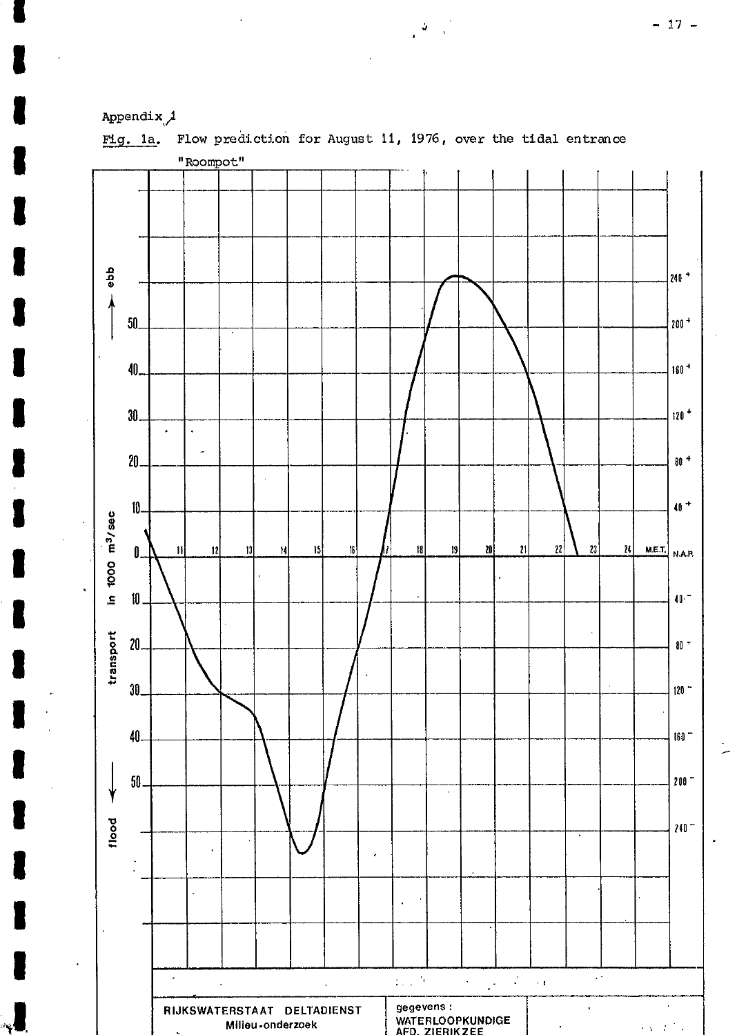Appendix 1

Fig. 1a. Flow prediction for August 11, 1976, over the tidal entrance "Roompot"

ebb ⟶ / flood ⟵

transport in 1000 m³/sec

| | |
|---|---|
| RIJKSWATERSTAAT DELTADIENST<br>Milieu-onderzoek | gegevens :<br>WATERLOOPKUNDIGE<br>AFD. ZIERIKZEE |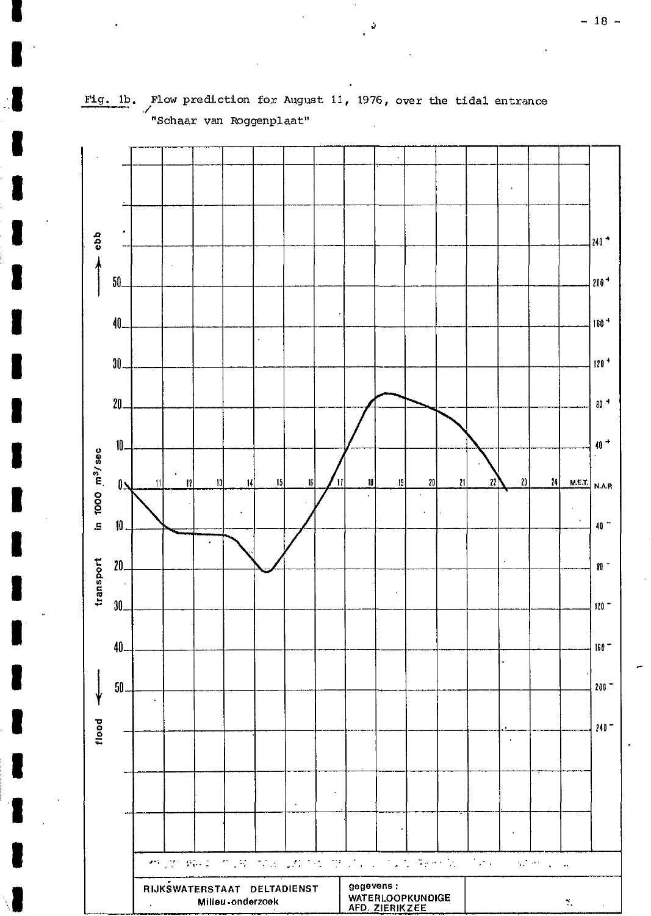Fig. 1b. Flow prediction for August 11, 1976, over the tidal entrance "Schaar van Roggenplaat"

RIJKSWATERSTAAT DELTADIENST
Milieu-onderzoek

gegevens :
WATERLOOPKUNDIGE
AFD. ZIERIKZEE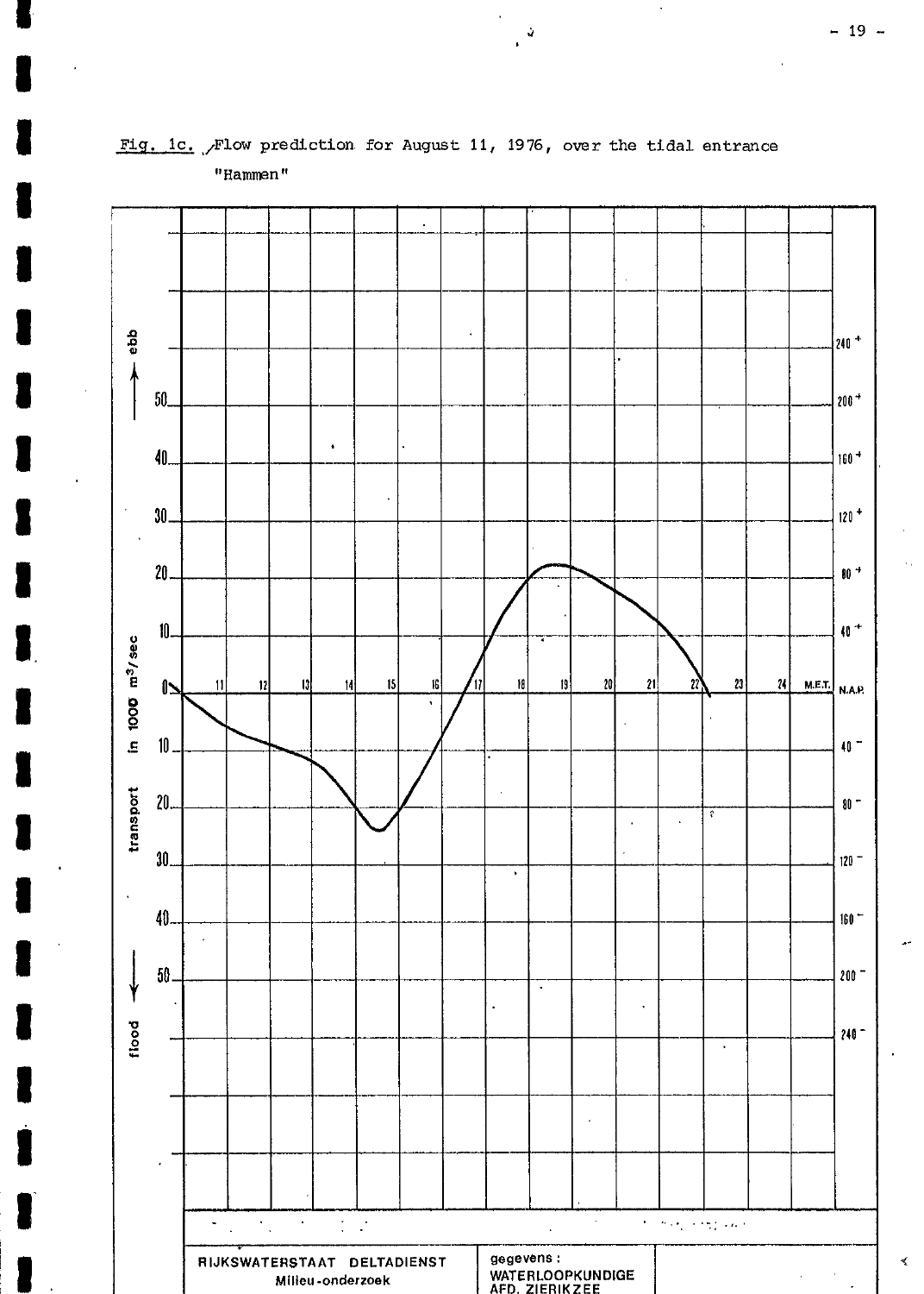Fig. 1c. Flow prediction for August 11, 1976, over the tidal entrance "Hammen"

RIJKSWATERSTAAT DELTADIENST
Milieu-onderzoek

gegevens :
WATERLOOPKUNDIGE
AFD. ZIERIKZEE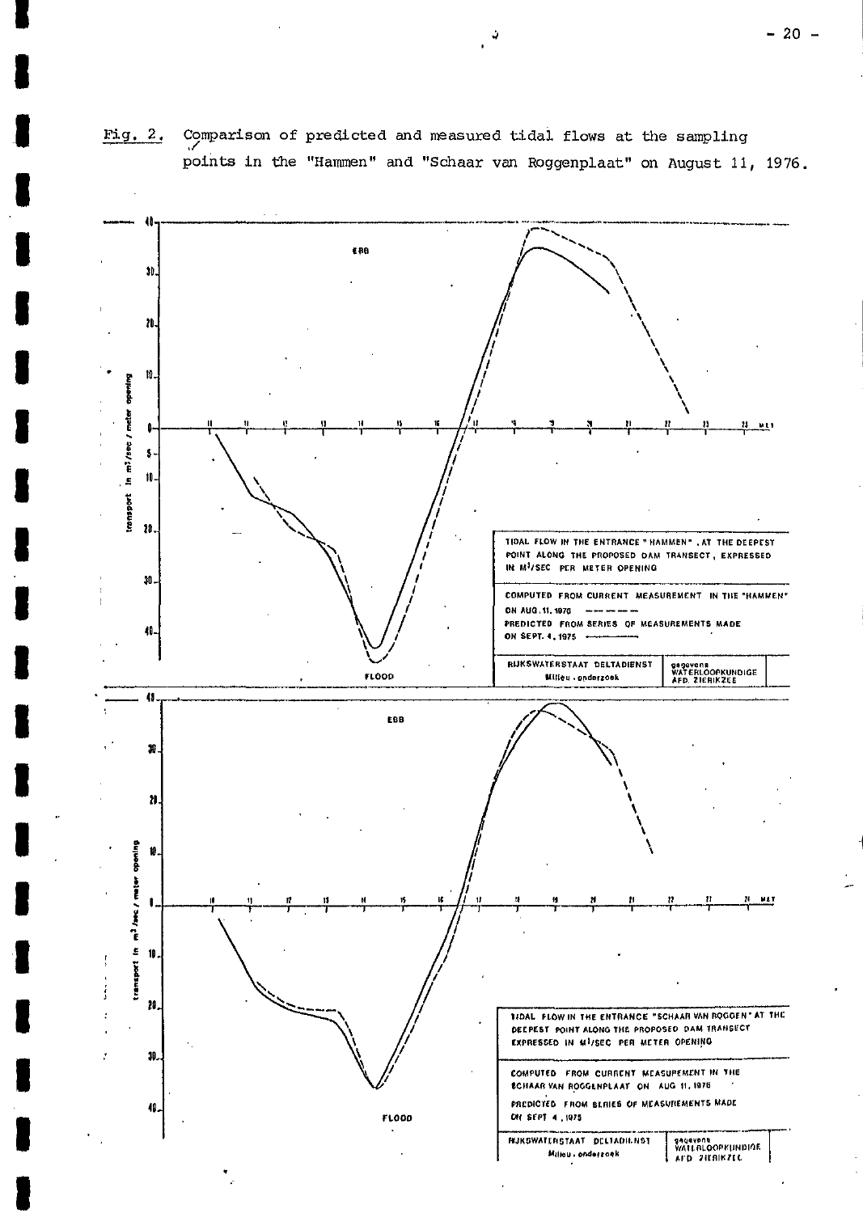Fig. 2. Comparison of predicted and measured tidal flows at the sampling points in the "Hammen" and "Schaar van Roggenplaat" on August 11, 1976.

TIDAL FLOW IN THE ENTRANCE "HAMMEN", AT THE DEEPEST POINT ALONG THE PROPOSED DAM TRANSECT, EXPRESSED IN $M^3$/SEC PER METER OPENING

COMPUTED FROM CURRENT MEASUREMENT IN THE "HAMMEN" ON AUG.11.1976 - - - - -

PREDICTED FROM SERIES OF MEASUREMENTS MADE ON SEPT. 4, 1975 ———

RIJKSWATERSTAAT DELTADIENST Milieu-onderzoek | gegevens WATERLOOPKUNDIGE AFD. ZIERIKZEE

TIDAL FLOW IN THE ENTRANCE "SCHAAR VAN ROGGEN" AT THE DEEPEST POINT ALONG THE PROPOSED DAM TRANSECT EXPRESSED IN $M^3$/SEC PER METER OPENING

COMPUTED FROM CURRENT MEASUREMENT IN THE SCHAAR VAN ROGGENPLAAT ON AUG 11, 1976

PREDICTED FROM SERIES OF MEASUREMENTS MADE ON SEPT 4, 1975

RIJKSWATERSTAAT DELTADIENST Milieu-onderzoek | gegevens WATERLOOPKUNDIGE AFD. ZIERIKZEE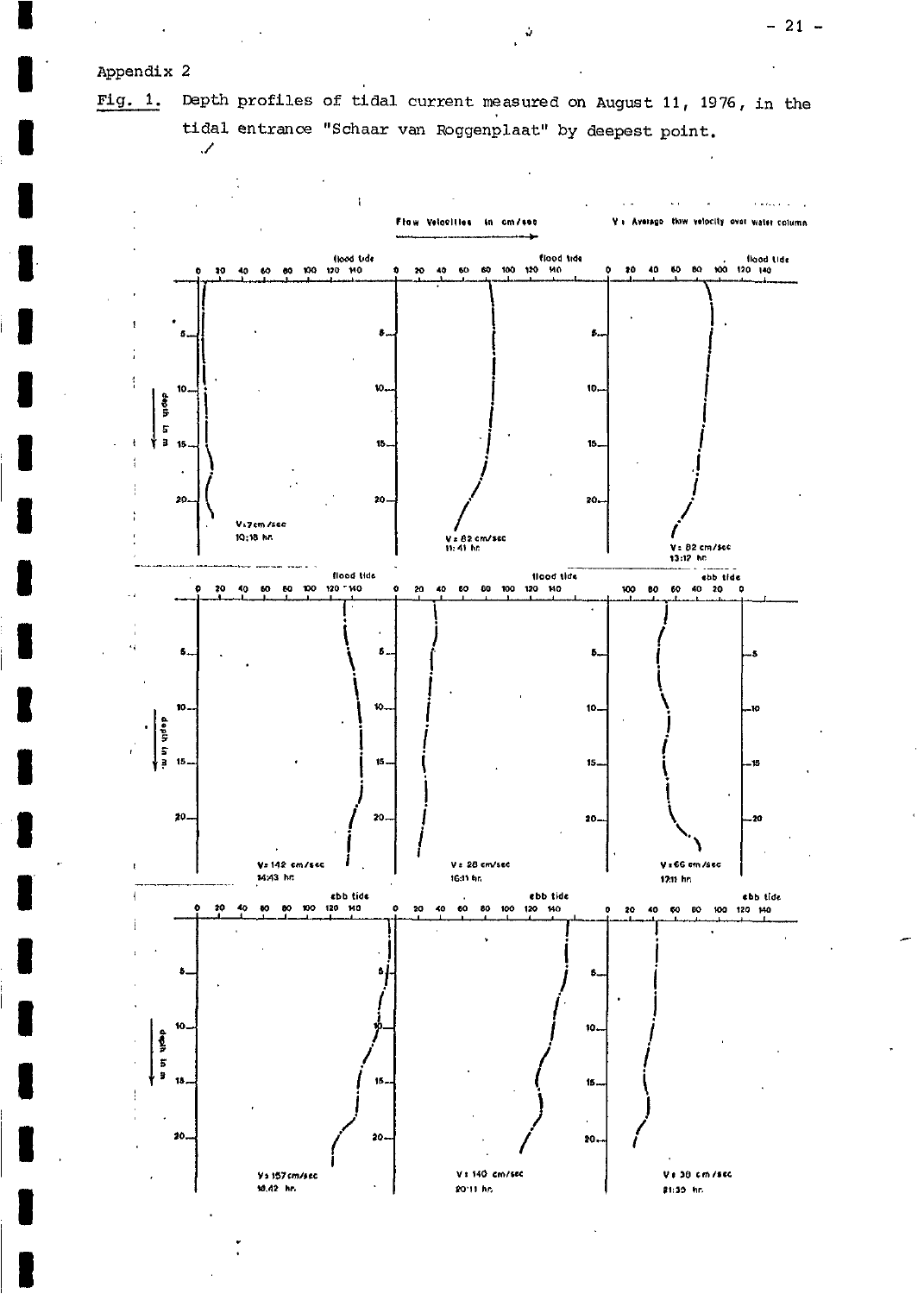Appendix 2

Fig. 1. Depth profiles of tidal current measured on August 11, 1976, in the tidal entrance "Schaar van Roggenplaat" by deepest point.

Flow Velocities in cm/sec

V : Average flow velocity over water column

flood tide — V = 7 cm/sec, 10:18 hr.

flood tide — V = 82 cm/sec, 11:41 hr.

flood tide — V = 82 cm/sec, 13:12 hr.

flood tide — V = 142 cm/sec, 14:43 hr.

flood tide — V = 28 cm/sec, 16:11 hr.

ebb tide — V = 66 cm/sec, 17:11 hr.

ebb tide — V = 157 cm/sec, 18:42 hr.

ebb tide — V = 140 cm/sec, 20:11 hr.

ebb tide — V = 38 cm/sec, 21:35 hr.

depth in m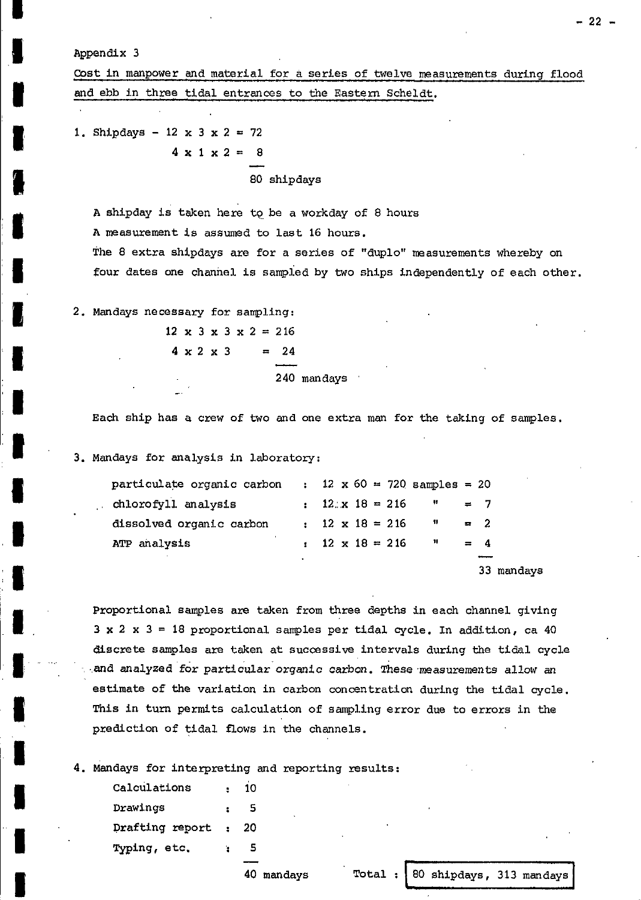Appendix 3

Cost in manpower and material for a series of twelve measurements during flood and ebb in three tidal entrances to the Eastern Scheldt.

1. Shipdays - 12 x 3 x 2 = 72

   4 x 1 x 2 = 8

   80 shipdays

   A shipday is taken here to be a workday of 8 hours

   A measurement is assumed to last 16 hours.

   The 8 extra shipdays are for a series of "duplo" measurements whereby on four dates one channel is sampled by two ships independently of each other.

2. Mandays necessary for sampling:

   12 x 3 x 3 x 2 = 216

   4 x 2 x 3 = 24

   240 mandays

   Each ship has a crew of two and one extra man for the taking of samples.

3. Mandays for analysis in laboratory:

| | | | |
|---|---|---|---|
| particulate organic carbon | : 12 x 60 = 720 samples | = | 20 |
| chlorofyll analysis | : 12 x 18 = 216 " | = | 7 |
| dissolved organic carbon | : 12 x 18 = 216 " | = | 2 |
| ATP analysis | : 12 x 18 = 216 " | = | 4 |
| | | | 33 mandays |

   Proportional samples are taken from three depths in each channel giving 3 x 2 x 3 = 18 proportional samples per tidal cycle. In addition, ca 40 discrete samples are taken at successive intervals during the tidal cycle and analyzed for particular organic carbon. These measurements allow an estimate of the variation in carbon concentration during the tidal cycle. This in turn permits calculation of sampling error due to errors in the prediction of tidal flows in the channels.

4. Mandays for interpreting and reporting results:

| | | |
|---|---|---|
| Calculations | : | 10 |
| Drawings | : | 5 |
| Drafting report | : | 20 |
| Typing, etc. | : | 5 |
| | | 40 mandays |

Total : **80 shipdays, 313 mandays**